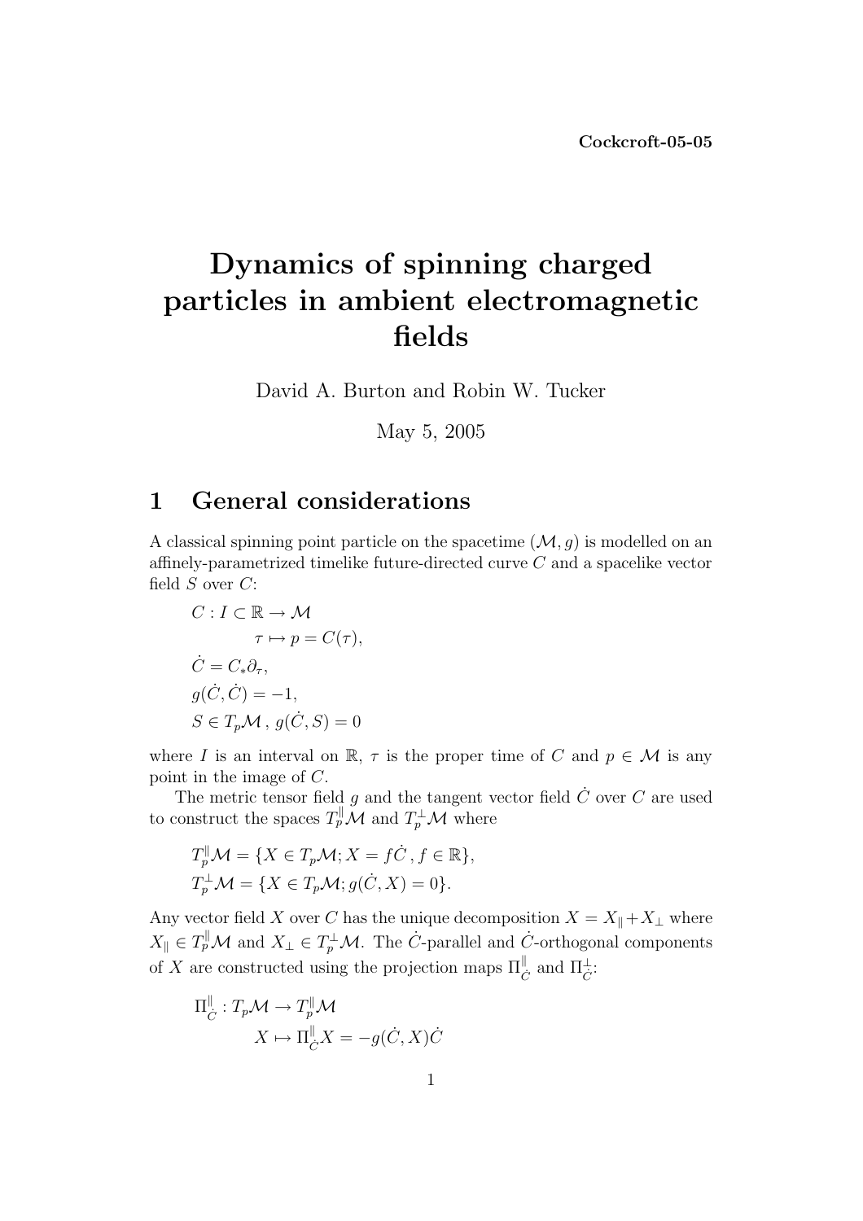**Cockcroft-05-05**

# Dynamics of spinning charged particles in ambient electromagnetic fields

David A. Burton and Robin W. Tucker

May 5, 2005

## 1 General considerations

A classical spinning point particle on the spacetime $(\mathcal{M}, g)$ is modelled on an affinely-parametrized timelike future-directed curve $C$ and a spacelike vector field $S$ over $C$:

$$
\begin{aligned}
&C : I \subset \mathbb{R} \to \mathcal{M} \\
&\qquad \tau \mapsto p = C(\tau), \\
&\dot{C} = C_* \partial_\tau, \\
&g(\dot{C}, \dot{C}) = -1, \\
&S \in T_p\mathcal{M}\,,\; g(\dot{C}, S) = 0
\end{aligned}
$$

where $I$ is an interval on $\mathbb{R}$, $\tau$ is the proper time of $C$ and $p \in \mathcal{M}$ is any point in the image of $C$.

The metric tensor field $g$ and the tangent vector field $\dot{C}$ over $C$ are used to construct the spaces $T_p^{\parallel}\mathcal{M}$ and $T_p^{\perp}\mathcal{M}$ where

$$
\begin{aligned}
&T_p^{\parallel}\mathcal{M} = \{X \in T_p\mathcal{M}; X = f\dot{C}\,,\, f \in \mathbb{R}\}, \\
&T_p^{\perp}\mathcal{M} = \{X \in T_p\mathcal{M}; g(\dot{C}, X) = 0\}.
\end{aligned}
$$

Any vector field $X$ over $C$ has the unique decomposition $X = X_\parallel + X_\perp$ where $X_\parallel \in T_p^{\parallel}\mathcal{M}$ and $X_\perp \in T_p^{\perp}\mathcal{M}$. The $\dot{C}$-parallel and $\dot{C}$-orthogonal components of $X$ are constructed using the projection maps $\Pi_{\dot{C}}^{\parallel}$ and $\Pi_{\dot{C}}^{\perp}$:

$$
\begin{aligned}
&\Pi_{\dot{C}}^{\parallel} : T_p\mathcal{M} \to T_p^{\parallel}\mathcal{M} \\
&\qquad X \mapsto \Pi_{\dot{C}}^{\parallel} X = -g(\dot{C}, X)\dot{C}
\end{aligned}
$$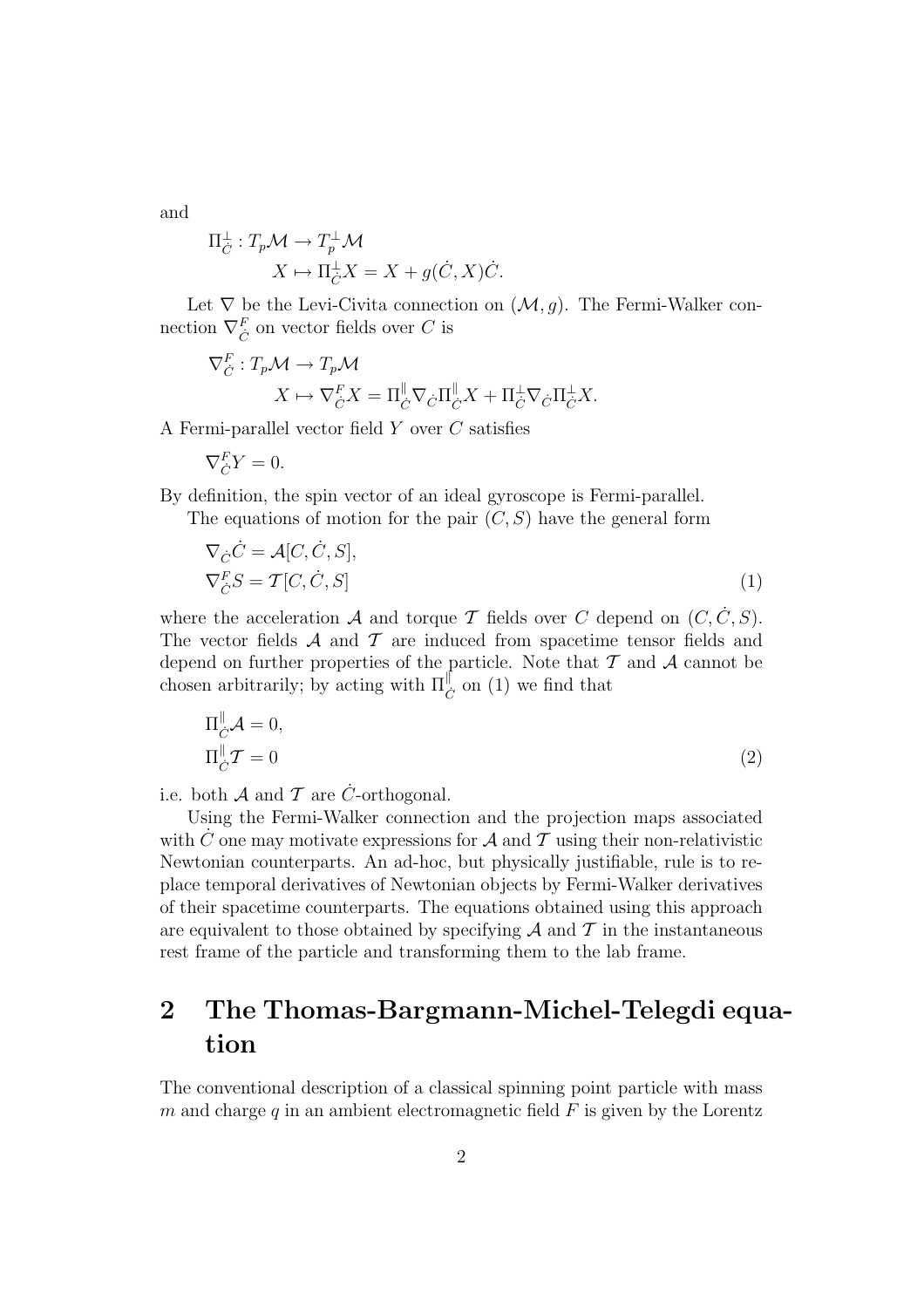and

$$
\begin{aligned}
&\Pi^{\perp}_{\dot{C}} : T_p\mathcal{M} \to T^{\perp}_p\mathcal{M} \\
&\qquad X \mapsto \Pi^{\perp}_{\dot{C}} X = X + g(\dot{C}, X)\dot{C}.
\end{aligned}
$$

Let $\nabla$ be the Levi-Civita connection on $(\mathcal{M}, g)$. The Fermi-Walker connection $\nabla^F_{\dot{C}}$ on vector fields over $C$ is

$$
\begin{aligned}
&\nabla^F_{\dot{C}} : T_p\mathcal{M} \to T_p\mathcal{M} \\
&\qquad X \mapsto \nabla^F_{\dot{C}} X = \Pi^{\parallel}_{\dot{C}} \nabla_{\dot{C}} \Pi^{\parallel}_{\dot{C}} X + \Pi^{\perp}_{\dot{C}} \nabla_{\dot{C}} \Pi^{\perp}_{\dot{C}} X.
\end{aligned}
$$

A Fermi-parallel vector field $Y$ over $C$ satisfies

$$
\nabla^F_{\dot{C}} Y = 0.
$$

By definition, the spin vector of an ideal gyroscope is Fermi-parallel.

The equations of motion for the pair $(C, S)$ have the general form

$$
\begin{aligned}
\nabla_{\dot{C}} \dot{C} &= \mathcal{A}[C, \dot{C}, S], \\
\nabla^F_{\dot{C}} S &= \mathcal{T}[C, \dot{C}, S]
\end{aligned}
\tag{1}
$$

where the acceleration $\mathcal{A}$ and torque $\mathcal{T}$ fields over $C$ depend on $(C, \dot{C}, S)$. The vector fields $\mathcal{A}$ and $\mathcal{T}$ are induced from spacetime tensor fields and depend on further properties of the particle. Note that $\mathcal{T}$ and $\mathcal{A}$ cannot be chosen arbitrarily; by acting with $\Pi^{\parallel}_{\dot{C}}$ on (1) we find that

$$
\begin{aligned}
\Pi^{\parallel}_{\dot{C}} \mathcal{A} &= 0, \\
\Pi^{\parallel}_{\dot{C}} \mathcal{T} &= 0
\end{aligned}
\tag{2}
$$

i.e. both $\mathcal{A}$ and $\mathcal{T}$ are $\dot{C}$-orthogonal.

Using the Fermi-Walker connection and the projection maps associated with $\dot{C}$ one may motivate expressions for $\mathcal{A}$ and $\mathcal{T}$ using their non-relativistic Newtonian counterparts. An ad-hoc, but physically justifiable, rule is to replace temporal derivatives of Newtonian objects by Fermi-Walker derivatives of their spacetime counterparts. The equations obtained using this approach are equivalent to those obtained by specifying $\mathcal{A}$ and $\mathcal{T}$ in the instantaneous rest frame of the particle and transforming them to the lab frame.

## 2 The Thomas-Bargmann-Michel-Telegdi equation

The conventional description of a classical spinning point particle with mass $m$ and charge $q$ in an ambient electromagnetic field $F$ is given by the Lorentz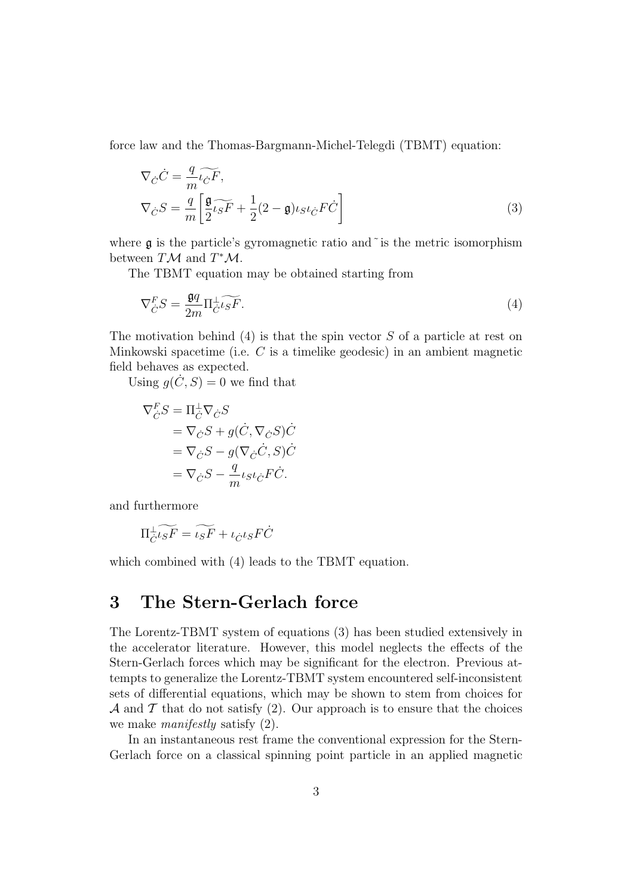force law and the Thomas-Bargmann-Michel-Telegdi (TBMT) equation:

$$
\begin{aligned}
\nabla_{\dot{C}}\dot{C} &= \frac{q}{m}\widetilde{\iota_{\dot{C}}F}, \\
\nabla_{\dot{C}}S &= \frac{q}{m}\left[\frac{\mathfrak{g}}{2}\widetilde{\iota_S F} + \frac{1}{2}(2-\mathfrak{g})\iota_S\iota_{\dot{C}}F\dot{C}\right]
\end{aligned}
\tag{3}
$$

where $\mathfrak{g}$ is the particle's gyromagnetic ratio and $\tilde{}$ is the metric isomorphism between $T\mathcal{M}$ and $T^*\mathcal{M}$.

The TBMT equation may be obtained starting from

$$
\nabla^F_{\dot{C}}S = \frac{\mathfrak{g}q}{2m}\Pi^{\perp}_{\dot{C}}\widetilde{\iota_S F}. \tag{4}
$$

The motivation behind (4) is that the spin vector $S$ of a particle at rest on Minkowski spacetime (i.e. $C$ is a timelike geodesic) in an ambient magnetic field behaves as expected.

Using $g(\dot{C}, S) = 0$ we find that

$$
\begin{aligned}
\nabla^F_{\dot{C}}S &= \Pi^{\perp}_{\dot{C}}\nabla_{\dot{C}}S \\
&= \nabla_{\dot{C}}S + g(\dot{C}, \nabla_{\dot{C}}S)\dot{C} \\
&= \nabla_{\dot{C}}S - g(\nabla_{\dot{C}}\dot{C}, S)\dot{C} \\
&= \nabla_{\dot{C}}S - \frac{q}{m}\iota_S\iota_{\dot{C}}F\dot{C}.
\end{aligned}
$$

and furthermore

$$
\Pi^{\perp}_{\dot{C}}\widetilde{\iota_S F} = \widetilde{\iota_S F} + \iota_{\dot{C}}\iota_S F\dot{C}
$$

which combined with (4) leads to the TBMT equation.

# 3 The Stern-Gerlach force

The Lorentz-TBMT system of equations (3) has been studied extensively in the accelerator literature. However, this model neglects the effects of the Stern-Gerlach forces which may be significant for the electron. Previous attempts to generalize the Lorentz-TBMT system encountered self-inconsistent sets of differential equations, which may be shown to stem from choices for $\mathcal{A}$ and $\mathcal{T}$ that do not satisfy (2). Our approach is to ensure that the choices we make *manifestly* satisfy (2).

In an instantaneous rest frame the conventional expression for the Stern-Gerlach force on a classical spinning point particle in an applied magnetic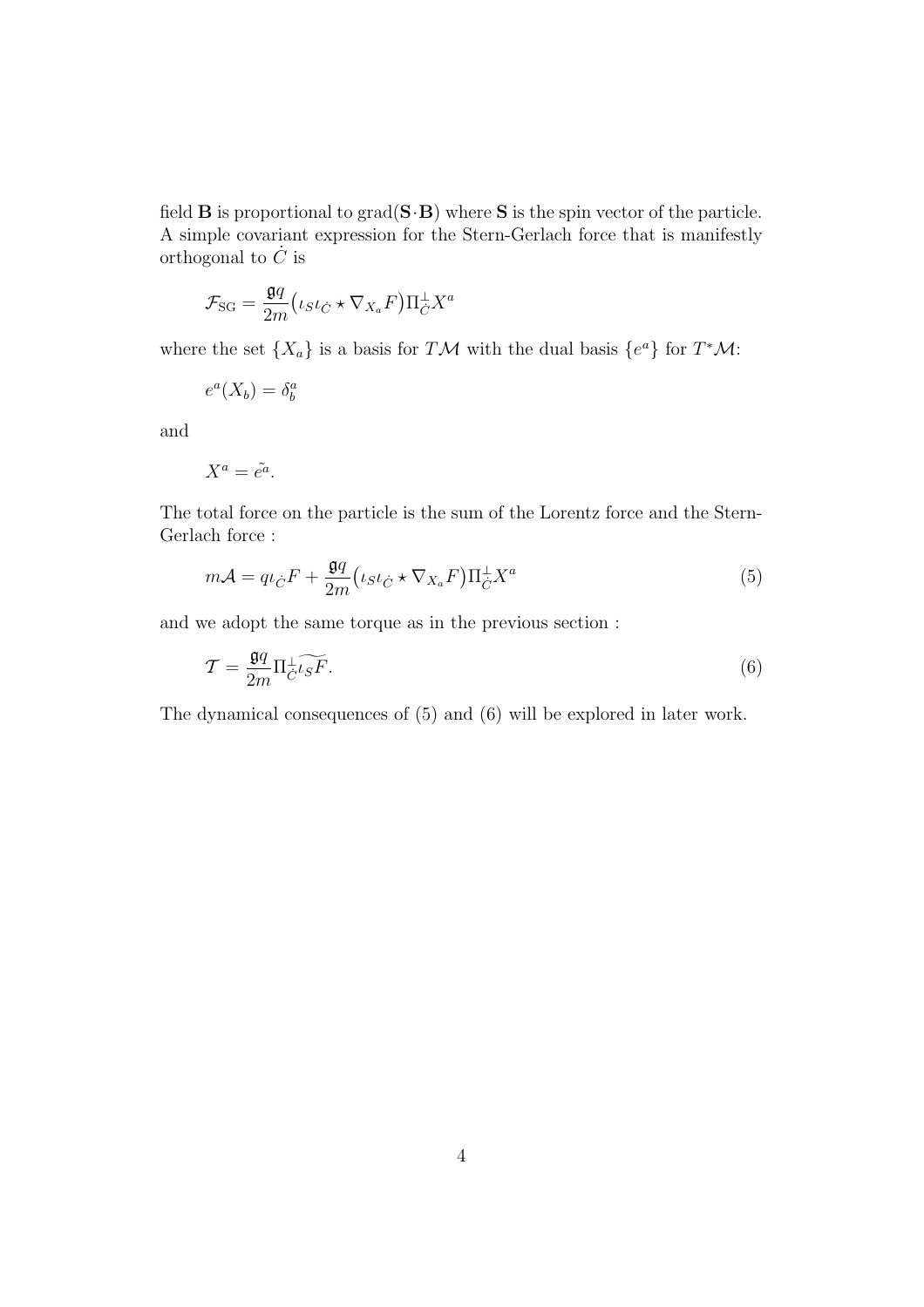field $\mathbf{B}$ is proportional to $\text{grad}(\mathbf{S}\cdot\mathbf{B})$ where $\mathbf{S}$ is the spin vector of the particle. A simple covariant expression for the Stern-Gerlach force that is manifestly orthogonal to $\dot{C}$ is

$$\mathcal{F}_{\text{SG}} = \frac{\mathfrak{g}q}{2m}\big(\iota_S\iota_{\dot{C}} \star \nabla_{X_a}F\big)\Pi^{\perp}_{\dot{C}}X^a$$

where the set $\{X_a\}$ is a basis for $T\mathcal{M}$ with the dual basis $\{e^a\}$ for $T^*\mathcal{M}$:

$$e^a(X_b) = \delta^a_b$$

and

$$X^a = \tilde{e^a}.$$

The total force on the particle is the sum of the Lorentz force and the Stern-Gerlach force :

$$m\mathcal{A} = q\iota_{\dot{C}}F + \frac{\mathfrak{g}q}{2m}\big(\iota_S\iota_{\dot{C}} \star \nabla_{X_a}F\big)\Pi^{\perp}_{\dot{C}}X^a \tag{5}$$

and we adopt the same torque as in the previous section :

$$\mathcal{T} = \frac{\mathfrak{g}q}{2m}\Pi^{\perp}_{\dot{C}}\widetilde{\iota_S F}. \tag{6}$$

The dynamical consequences of (5) and (6) will be explored in later work.